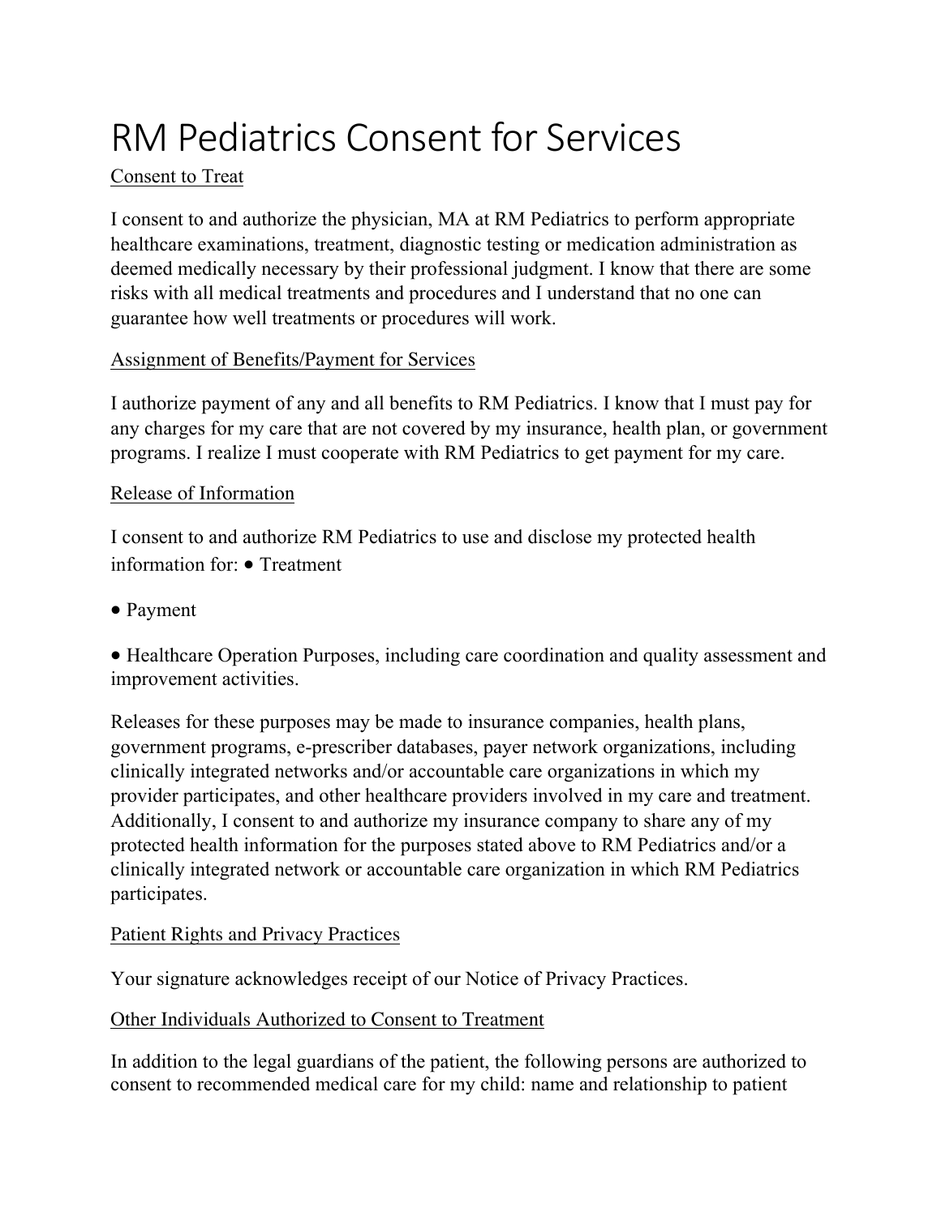# RM Pediatrics Consent for Services

<u>Consent to Treat</u>

I consent to and authorize the physician, MA at RM Pediatrics to perform appropriate healthcare examinations, treatment, diagnostic testing or medication administration as deemed medically necessary by their professional judgment. I know that there are some risks with all medical treatments and procedures and I understand that no one can guarantee how well treatments or procedures will work.

<u>Assignment of Benefits/Payment for Services</u>

I authorize payment of any and all benefits to RM Pediatrics. I know that I must pay for any charges for my care that are not covered by my insurance, health plan, or government programs. I realize I must cooperate with RM Pediatrics to get payment for my care.

<u>Release of Information</u>

I consent to and authorize RM Pediatrics to use and disclose my protected health information for:

- Treatment
- Payment
- Healthcare Operation Purposes, including care coordination and quality assessment and improvement activities.

Releases for these purposes may be made to insurance companies, health plans, government programs, e-prescriber databases, payer network organizations, including clinically integrated networks and/or accountable care organizations in which my provider participates, and other healthcare providers involved in my care and treatment. Additionally, I consent to and authorize my insurance company to share any of my protected health information for the purposes stated above to RM Pediatrics and/or a clinically integrated network or accountable care organization in which RM Pediatrics participates.

<u>Patient Rights and Privacy Practices</u>

Your signature acknowledges receipt of our Notice of Privacy Practices.

<u>Other Individuals Authorized to Consent to Treatment</u>

In addition to the legal guardians of the patient, the following persons are authorized to consent to recommended medical care for my child: name and relationship to patient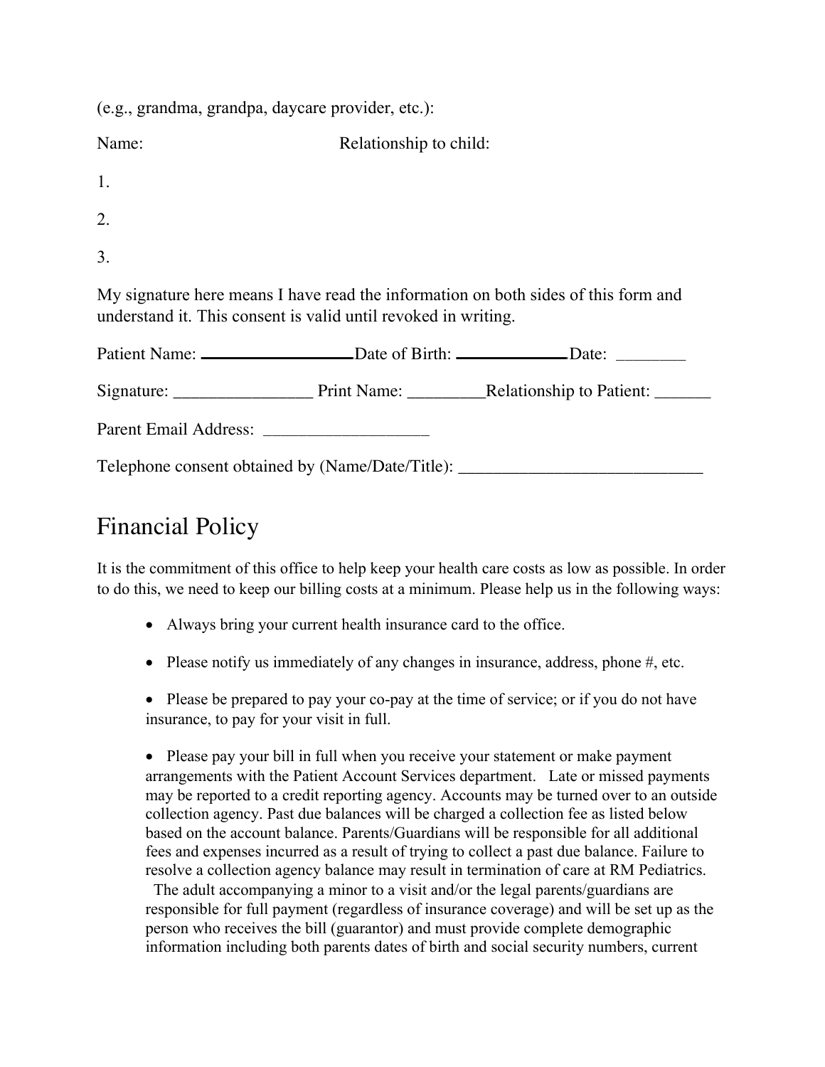(e.g., grandma, grandpa, daycare provider, etc.):

Name: Relationship to child:

1.

2.

3.

My signature here means I have read the information on both sides of this form and understand it. This consent is valid until revoked in writing.

Patient Name: ________________ Date of Birth: ____________ Date: ________

Signature: ________________ Print Name: _________Relationship to Patient: ______

Parent Email Address: ___________________

Telephone consent obtained by (Name/Date/Title): ____________________________

# Financial Policy

It is the commitment of this office to help keep your health care costs as low as possible. In order to do this, we need to keep our billing costs at a minimum. Please help us in the following ways:

- Always bring your current health insurance card to the office.
- Please notify us immediately of any changes in insurance, address, phone #, etc.
- Please be prepared to pay your co-pay at the time of service; or if you do not have insurance, to pay for your visit in full.
- Please pay your bill in full when you receive your statement or make payment arrangements with the Patient Account Services department. Late or missed payments may be reported to a credit reporting agency. Accounts may be turned over to an outside collection agency. Past due balances will be charged a collection fee as listed below based on the account balance. Parents/Guardians will be responsible for all additional fees and expenses incurred as a result of trying to collect a past due balance. Failure to resolve a collection agency balance may result in termination of care at RM Pediatrics. The adult accompanying a minor to a visit and/or the legal parents/guardians are responsible for full payment (regardless of insurance coverage) and will be set up as the person who receives the bill (guarantor) and must provide complete demographic information including both parents dates of birth and social security numbers, current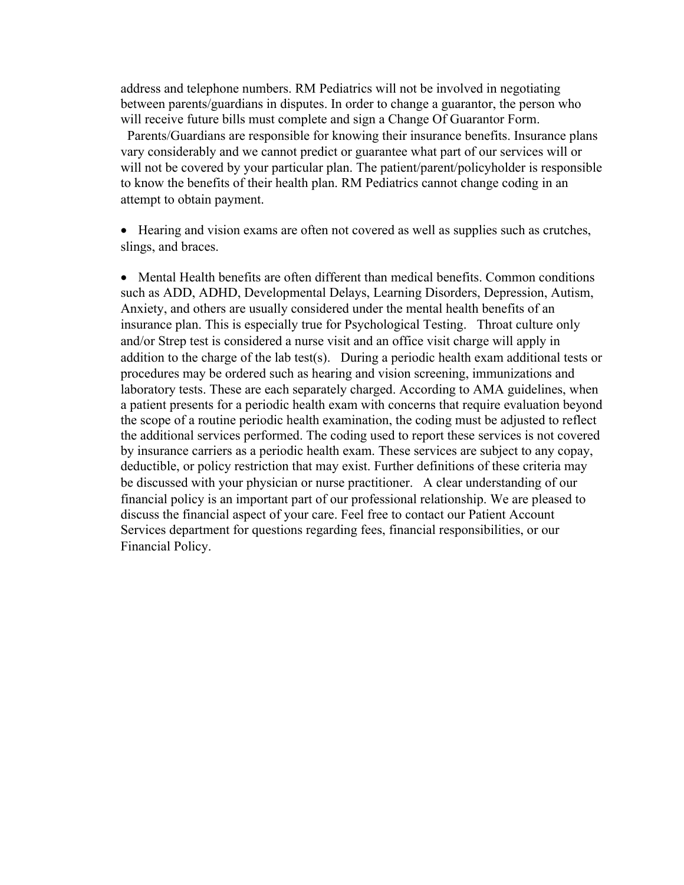address and telephone numbers. RM Pediatrics will not be involved in negotiating between parents/guardians in disputes. In order to change a guarantor, the person who will receive future bills must complete and sign a Change Of Guarantor Form.

Parents/Guardians are responsible for knowing their insurance benefits. Insurance plans vary considerably and we cannot predict or guarantee what part of our services will or will not be covered by your particular plan. The patient/parent/policyholder is responsible to know the benefits of their health plan. RM Pediatrics cannot change coding in an attempt to obtain payment.

- Hearing and vision exams are often not covered as well as supplies such as crutches, slings, and braces.

- Mental Health benefits are often different than medical benefits. Common conditions such as ADD, ADHD, Developmental Delays, Learning Disorders, Depression, Autism, Anxiety, and others are usually considered under the mental health benefits of an insurance plan. This is especially true for Psychological Testing. Throat culture only and/or Strep test is considered a nurse visit and an office visit charge will apply in addition to the charge of the lab test(s). During a periodic health exam additional tests or procedures may be ordered such as hearing and vision screening, immunizations and laboratory tests. These are each separately charged. According to AMA guidelines, when a patient presents for a periodic health exam with concerns that require evaluation beyond the scope of a routine periodic health examination, the coding must be adjusted to reflect the additional services performed. The coding used to report these services is not covered by insurance carriers as a periodic health exam. These services are subject to any copay, deductible, or policy restriction that may exist. Further definitions of these criteria may be discussed with your physician or nurse practitioner. A clear understanding of our financial policy is an important part of our professional relationship. We are pleased to discuss the financial aspect of your care. Feel free to contact our Patient Account Services department for questions regarding fees, financial responsibilities, or our Financial Policy.